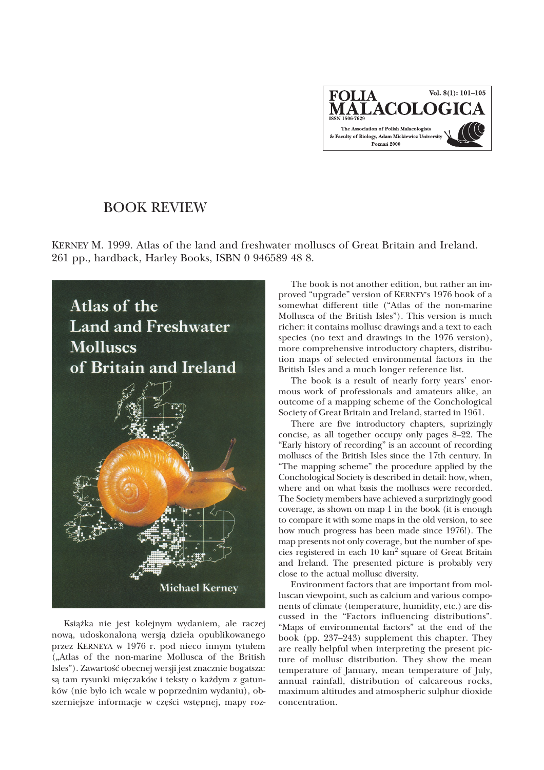# BOOK REVIEW

KERNEY M. 1999. Atlas of the land and freshwater molluscs of Great Britain and Ireland. 261 pp., hardback, Harley Books, ISBN 0 946589 48 8.

Książka nie jest kolejnym wydaniem, ale raczej nową, udoskonaloną wersją dzieła opublikowanego przez KERNEYA w 1976 r. pod nieco innym tytułem („Atlas of the non-marine Mollusca of the British Isles"). Zawartość obecnej wersji jest znacznie bogatsza: są tam rysunki mięczaków i teksty o każdym z gatunków (nie było ich wcale w poprzednim wydaniu), obszerniejsze informacje w części wstępnej, mapy roz-

The book is not another edition, but rather an improved "upgrade" version of KERNEY's 1976 book of a somewhat different title ("Atlas of the non-marine Mollusca of the British Isles"). This version is much richer: it contains mollusc drawings and a text to each species (no text and drawings in the 1976 version), more comprehensive introductory chapters, distribution maps of selected environmental factors in the British Isles and a much longer reference list.

The book is a result of nearly forty years' enormous work of professionals and amateurs alike, an outcome of a mapping scheme of the Conchological Society of Great Britain and Ireland, started in 1961.

There are five introductory chapters, suprizingly concise, as all together occupy only pages 8–22. The "Early history of recording" is an account of recording molluscs of the British Isles since the 17th century. In "The mapping scheme" the procedure applied by the Conchological Society is described in detail: how, when, where and on what basis the molluscs were recorded. The Society members have achieved a surprizingly good coverage, as shown on map 1 in the book (it is enough to compare it with some maps in the old version, to see how much progress has been made since 1976!). The map presents not only coverage, but the number of species registered in each 10 km$^2$ square of Great Britain and Ireland. The presented picture is probably very close to the actual mollusc diversity.

Environment factors that are important from molluscan viewpoint, such as calcium and various components of climate (temperature, humidity, etc.) are discussed in the "Factors influencing distributions". "Maps of environmental factors" at the end of the book (pp. 237–243) supplement this chapter. They are really helpful when interpreting the present picture of mollusc distribution. They show the mean temperature of January, mean temperature of July, annual rainfall, distribution of calcareous rocks, maximum altitudes and atmospheric sulphur dioxide concentration.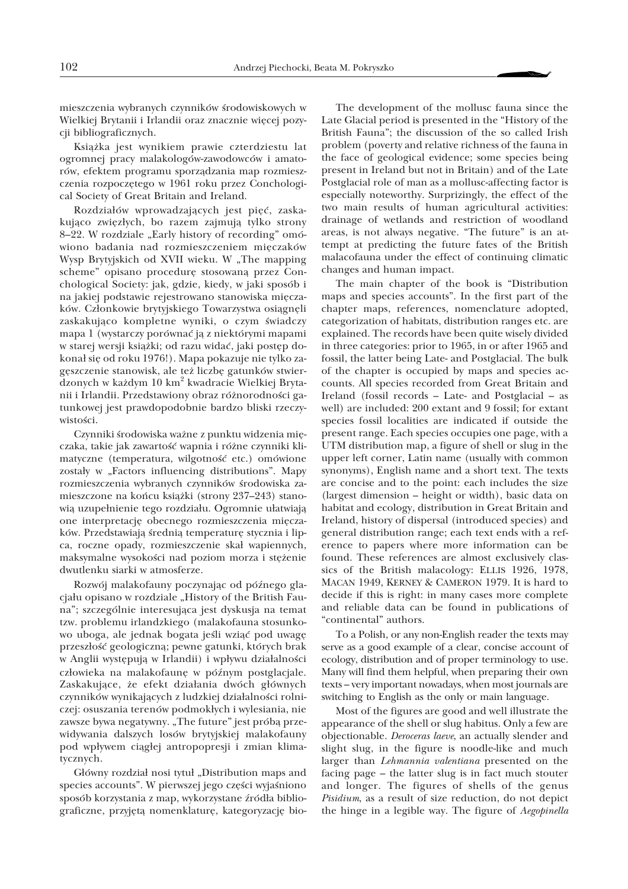mieszczenia wybranych czynników środowiskowych w Wielkiej Brytanii i Irlandii oraz znacznie więcej pozycji bibliograficznych.

Książka jest wynikiem prawie czterdziestu lat ogromnej pracy malakologów-zawodowców i amatorów, efektem programu sporządzania map rozmieszczenia rozpoczętego w 1961 roku przez Conchological Society of Great Britain and Ireland.

Rozdziałów wprowadzających jest pięć, zaskakująco zwięzłych, bo razem zajmują tylko strony 8–22. W rozdziale „Early history of recording" omówiono badania nad rozmieszczeniem mięczaków Wysp Brytyjskich od XVII wieku. W „The mapping scheme" opisano procedurę stosowaną przez Conchological Society: jak, gdzie, kiedy, w jaki sposób i na jakiej podstawie rejestrowano stanowiska mięczaków. Członkowie brytyjskiego Towarzystwa osiągnęli zaskakująco kompletne wyniki, o czym świadczy mapa 1 (wystarczy porównać ją z niektórymi mapami w starej wersji książki; od razu widać, jaki postęp dokonał się od roku 1976!). Mapa pokazuje nie tylko zagęszczenie stanowisk, ale też liczbę gatunków stwierdzonych w każdym 10 km$^2$ kwadracie Wielkiej Brytanii i Irlandii. Przedstawiony obraz różnorodności gatunkowej jest prawdopodobnie bardzo bliski rzeczywistości.

Czynniki środowiska ważne z punktu widzenia mięczaka, takie jak zawartość wapnia i różne czynniki klimatyczne (temperatura, wilgotność etc.) omówione zostały w „Factors influencing distributions". Mapy rozmieszczenia wybranych czynników środowiska zamieszczone na końcu książki (strony 237–243) stanowią uzupełnienie tego rozdziału. Ogromnie ułatwiają one interpretację obecnego rozmieszczenia mięczaków. Przedstawiają średnią temperaturę stycznia i lipca, roczne opady, rozmieszczenie skał wapiennych, maksymalne wysokości nad poziom morza i stężenie dwutlenku siarki w atmosferze.

Rozwój malakofauny poczynając od późnego glacjału opisano w rozdziale „History of the British Fauna"; szczególnie interesująca jest dyskusja na temat tzw. problemu irlandzkiego (malakofauna stosunkowo uboga, ale jednak bogata jeśli wziąć pod uwagę przeszłość geologiczną; pewne gatunki, których brak w Anglii występują w Irlandii) i wpływu działalności człowieka na malakofaunę w późnym postglacjale. Zaskakujące, że efekt działania dwóch głównych czynników wynikających z ludzkiej działalności rolniczej: osuszania terenów podmokłych i wylesiania, nie zawsze bywa negatywny. „The future" jest próbą przewidywania dalszych losów brytyjskiej malakofauny pod wpływem ciągłej antropopresji i zmian klimatycznych.

Główny rozdział nosi tytuł „Distribution maps and species accounts". W pierwszej jego części wyjaśniono sposób korzystania z map, wykorzystane źródła bibliograficzne, przyjętą nomenklaturę, kategoryzację bio-

The development of the mollusc fauna since the Late Glacial period is presented in the "History of the British Fauna"; the discussion of the so called Irish problem (poverty and relative richness of the fauna in the face of geological evidence; some species being present in Ireland but not in Britain) and of the Late Postglacial role of man as a mollusc-affecting factor is especially noteworthy. Surprizingly, the effect of the two main results of human agricultural activities: drainage of wetlands and restriction of woodland areas, is not always negative. "The future" is an attempt at predicting the future fates of the British malacofauna under the effect of continuing climatic changes and human impact.

The main chapter of the book is "Distribution maps and species accounts". In the first part of the chapter maps, references, nomenclature adopted, categorization of habitats, distribution ranges etc. are explained. The records have been quite wisely divided in three categories: prior to 1965, in or after 1965 and fossil, the latter being Late- and Postglacial. The bulk of the chapter is occupied by maps and species accounts. All species recorded from Great Britain and Ireland (fossil records – Late- and Postglacial – as well) are included: 200 extant and 9 fossil; for extant species fossil localities are indicated if outside the present range. Each species occupies one page, with a UTM distribution map, a figure of shell or slug in the upper left corner, Latin name (usually with common synonyms), English name and a short text. The texts are concise and to the point: each includes the size (largest dimension – height or width), basic data on habitat and ecology, distribution in Great Britain and Ireland, history of dispersal (introduced species) and general distribution range; each text ends with a reference to papers where more information can be found. These references are almost exclusively classics of the British malacology: ELLIS 1926, 1978, MACAN 1949, KERNEY & CAMERON 1979. It is hard to decide if this is right: in many cases more complete and reliable data can be found in publications of "continental" authors.

To a Polish, or any non-English reader the texts may serve as a good example of a clear, concise account of ecology, distribution and of proper terminology to use. Many will find them helpful, when preparing their own texts – very important nowadays, when most journals are switching to English as the only or main language.

Most of the figures are good and well illustrate the appearance of the shell or slug habitus. Only a few are objectionable. *Deroceras laeve*, an actually slender and slight slug, in the figure is noodle-like and much larger than *Lehmannia valentiana* presented on the facing page – the latter slug is in fact much stouter and longer. The figures of shells of the genus *Pisidium*, as a result of size reduction, do not depict the hinge in a legible way. The figure of *Aegopinella*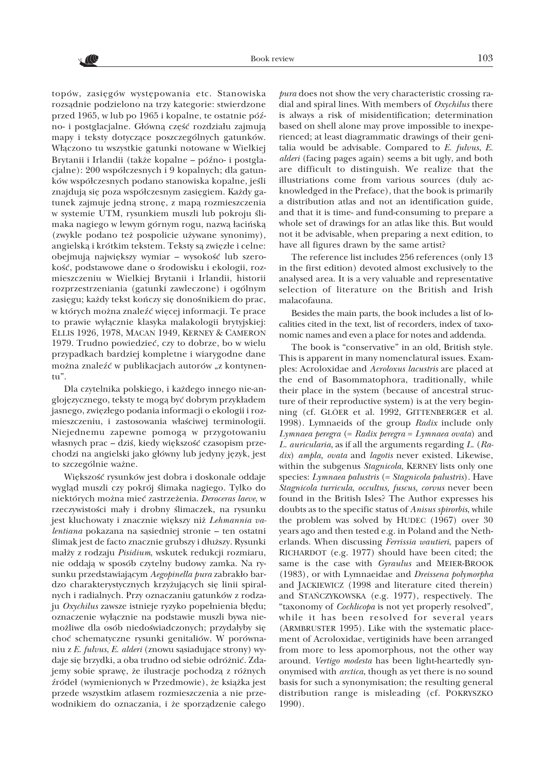topów, zasięgów występowania etc. Stanowiska rozsądnie podzielono na trzy kategorie: stwierdzone przed 1965, w lub po 1965 i kopalne, te ostatnie późno- i postglacjalne. Główną część rozdziału zajmują mapy i teksty dotyczące poszczególnych gatunków. Włączono tu wszystkie gatunki notowane w Wielkiej Brytanii i Irlandii (także kopalne – późno- i postglacjalne): 200 współczesnych i 9 kopalnych; dla gatunków współczesnych podano stanowiska kopalne, jeśli znajdują się poza współczesnym zasięgiem. Każdy gatunek zajmuje jedną stronę, z mapą rozmieszczenia w systemie UTM, rysunkiem muszli lub pokroju ślimaka nagiego w lewym górnym rogu, nazwą łacińską (zwykle podano też pospolicie używane synonimy), angielską i krótkim tekstem. Teksty są zwięzłe i celne: obejmują największy wymiar – wysokość lub szerokość, podstawowe dane o środowisku i ekologii, rozmieszczeniu w Wielkiej Brytanii i Irlandii, historii rozprzestrzeniania (gatunki zawleczone) i ogólnym zasięgu; każdy tekst kończy się donośnikiem do prac, w których można znaleźć więcej informacji. Te prace to prawie wyłącznie klasyka malakologii brytyjskiej: ELLIS 1926, 1978, MACAN 1949, KERNEY & CAMERON 1979. Trudno powiedzieć, czy to dobrze, bo w wielu przypadkach bardziej kompletne i wiarygodne dane można znaleźć w publikacjach autorów „z kontynentu".

Dla czytelnika polskiego, i każdego innego nie-anglojęzycznego, teksty te mogą być dobrym przykładem jasnego, zwięzłego podania informacji o ekologii i rozmieszczeniu, i zastosowania właściwej terminologii. Niejednemu zapewne pomogą w przygotowaniu własnych prac – dziś, kiedy większość czasopism przechodzi na angielski jako główny lub jedyny język, jest to szczególnie ważne.

Większość rysunków jest dobra i doskonale oddaje wygląd muszli czy pokrój ślimaka nagiego. Tylko do niektórych można mieć zastrzeżenia. *Deroceras laeve*, w rzeczywistości mały i drobny ślimaczek, na rysunku jest kluchowaty i znacznie większy niż *Lehmannia valentiana* pokazana na sąsiedniej stronie – ten ostatni ślimak jest de facto znacznie grubszy i dłuższy. Rysunki małży z rodzaju *Pisidium*, wskutek redukcji rozmiaru, nie oddają w sposób czytelny budowy zamka. Na rysunku przedstawiającym *Aegopinella pura* zabrakło bardzo charakterystycznych krzyżujących się linii spiralnych i radialnych. Przy oznaczaniu gatunków z rodzaju *Oxychilus* zawsze istnieje ryzyko popełnienia błędu; oznaczenie wyłącznie na podstawie muszli bywa niemożliwe dla osób niedoświadczonych; przydałyby się choć schematyczne rysunki genitaliów. W porównaniu z *E. fulvus*, *E. alderi* (znowu sąsiadujące strony) wydaje się brzydki, a oba trudno od siebie odróżnić. Zdajemy sobie sprawę, że ilustracje pochodzą z różnych źródeł (wymienionych w Przedmowie), że książka jest przede wszystkim atlasem rozmieszczenia a nie przewodnikiem do oznaczania, i że sporządzenie całego

*pura* does not show the very characteristic crossing radial and spiral lines. With members of *Oxychilus* there is always a risk of misidentification; determination based on shell alone may prove impossible to inexperienced; at least diagrammatic drawings of their genitalia would be advisable. Compared to *E. fulvus*, *E. alderi* (facing pages again) seems a bit ugly, and both are difficult to distinguish. We realize that the illustriations come from various sources (duly acknowledged in the Preface), that the book is primarily a distribution atlas and not an identification guide, and that it is time- and fund-consuming to prepare a whole set of drawings for an atlas like this. But would not it be advisable, when preparing a next edition, to have all figures drawn by the same artist?

The reference list includes 256 references (only 13 in the first edition) devoted almost exclusively to the analysed area. It is a very valuable and representative selection of literature on the British and Irish malacofauna.

Besides the main parts, the book includes a list of localities cited in the text, list of recorders, index of taxonomic names and even a place for notes and addenda.

The book is "conservative" in an old, British style. This is apparent in many nomenclatural issues. Examples: Acroloxidae and *Acroloxus lacustris* are placed at the end of Basommatophora, traditionally, while their place in the system (because of ancestral structure of their reproductive system) is at the very beginning (cf. GLÖER et al. 1992, GITTENBERGER et al. 1998). Lymnaeids of the group *Radix* include only *Lymnaea peregra* (= *Radix peregra* = *Lymnaea ovata*) and *L. auricularia*, as if all the arguments regarding *L.* (*Radix*) *ampla, ovata* and *lagotis* never existed. Likewise, within the subgenus *Stagnicola*, KERNEY lists only one species: *Lymnaea palustris* (= *Stagnicola palustris*). Have *Stagnicola turricula, occultus, fuscus, corvus* never been found in the British Isles? The Author expresses his doubts as to the specific status of *Anisus spirorbis*, while the problem was solved by HUDEC (1967) over 30 years ago and then tested e.g. in Poland and the Netherlands. When discussing *Ferrissia wautieri*, papers of RICHARDOT (e.g. 1977) should have been cited; the same is the case with *Gyraulus* and MEIER-BROOK (1983), or with Lymnaeidae and *Dreissena polymorpha* and JACKIEWICZ (1998 and literature cited therein) and STAŃCZYKOWSKA (e.g. 1977), respectively. The "taxonomy of *Cochlicopa* is not yet properly resolved", while it has been resolved for several years (ARMBRUSTER 1995). Like with the systematic placement of Acroloxidae, vertiginids have been arranged from more to less apomorphous, not the other way around. *Vertigo modesta* has been light-heartedly synonymised with *arctica*, though as yet there is no sound basis for such a synonymisation; the resulting general distribution range is misleading (cf. POKRYSZKO 1990).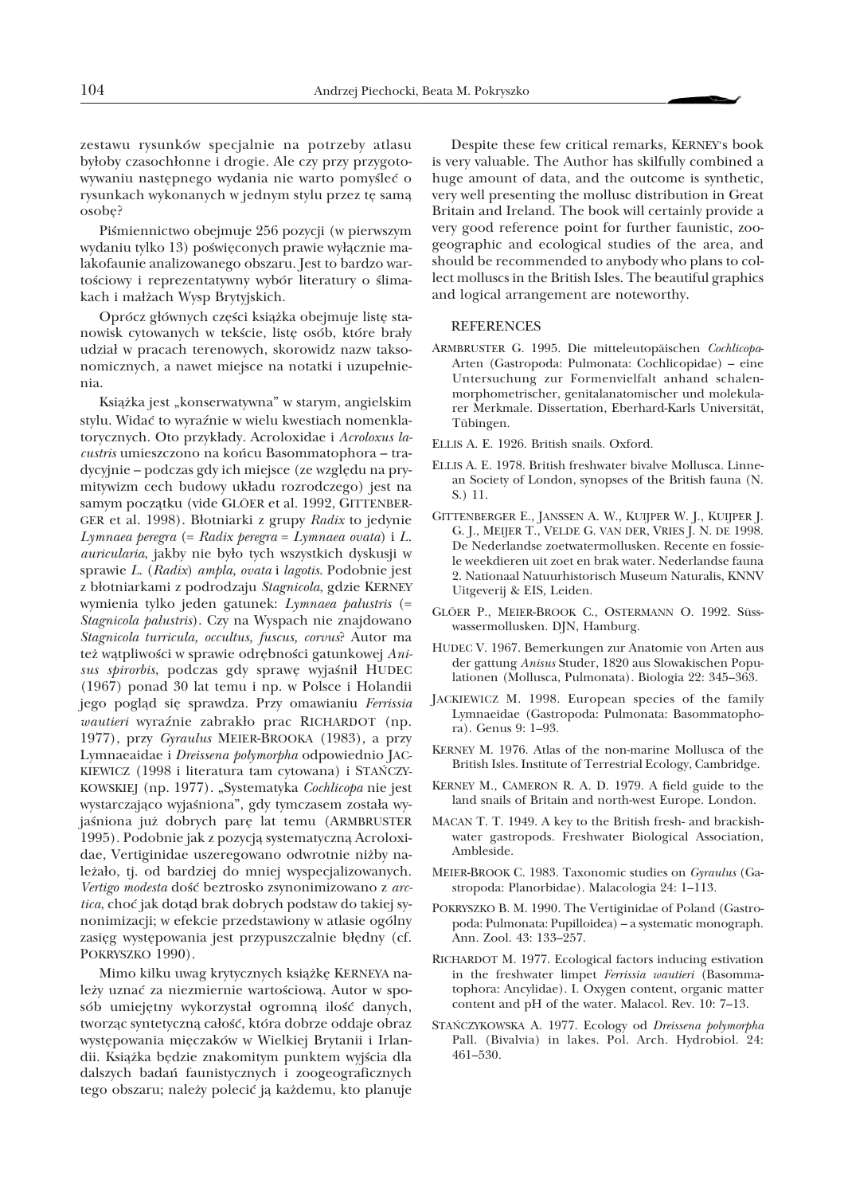zestawu rysunków specjalnie na potrzeby atlasu byłoby czasochłonne i drogie. Ale czy przy przygotowywaniu następnego wydania nie warto pomyśleć o rysunkach wykonanych w jednym stylu przez tę samą osobę?

Piśmiennictwo obejmuje 256 pozycji (w pierwszym wydaniu tylko 13) poświęconych prawie wyłącznie malakofaunie analizowanego obszaru. Jest to bardzo wartościowy i reprezentatywny wybór literatury o ślimakach i małżach Wysp Brytyjskich.

Oprócz głównych części książka obejmuje listę stanowisk cytowanych w tekście, listę osób, które brały udział w pracach terenowych, skorowidz nazw taksonomicznych, a nawet miejsce na notatki i uzupełnienia.

Książka jest „konserwatywna" w starym, angielskim stylu. Widać to wyraźnie w wielu kwestiach nomenklatorycznych. Oto przykłady. Acroloxidae i *Acroloxus lacustris* umieszczono na końcu Basommatophora – tradycyjnie – podczas gdy ich miejsce (ze względu na prymitywizm cech budowy układu rozrodczego) jest na samym początku (vide GLÖER et al. 1992, GITTENBERGER et al. 1998). Błotniarki z grupy *Radix* to jedynie *Lymnaea peregra* (= *Radix peregra* = *Lymnaea ovata*) i *L. auricularia*, jakby nie było tych wszystkich dyskusji w sprawie *L.* (*Radix*) *ampla, ovata* i *lagotis*. Podobnie jest z błotniarkami z podrodzaju *Stagnicola*, gdzie KERNEY wymienia tylko jeden gatunek: *Lymnaea palustris* (= *Stagnicola palustris*). Czy na Wyspach nie znajdowano *Stagnicola turricula, occultus, fuscus, corvus*? Autor ma też wątpliwości w sprawie odrębności gatunkowej *Anisus spirorbis*, podczas gdy sprawę wyjaśnił HUDEC (1967) ponad 30 lat temu i np. w Polsce i Holandii jego pogląd się sprawdza. Przy omawianiu *Ferrissia wautieri* wyraźnie zabrakło prac RICHARDOT (np. 1977), przy *Gyraulus* MEIER-BROOKA (1983), a przy Lymnaeaidae i *Dreissena polymorpha* odpowiednio JACKIEWICZ (1998 i literatura tam cytowana) i STAŃCZYKOWSKIEJ (np. 1977). „Systematyka *Cochlicopa* nie jest wystarczająco wyjaśniona", gdy tymczasem została wyjaśniona już dobrych parę lat temu (ARMBRUSTER 1995). Podobnie jak z pozycją systematyczną Acroloxidae, Vertiginidae uszeregowano odwrotnie niżby należało, tj. od bardziej do mniej wyspecjalizowanych. *Vertigo modesta* dość beztrosko zsynonimizowano z *arctica*, choć jak dotąd brak dobrych podstaw do takiej synonimizacji; w efekcie przedstawiony w atlasie ogólny zasięg występowania jest przypuszczalnie błędny (cf. POKRYSZKO 1990).

Mimo kilku uwag krytycznych książkę KERNEYA należy uznać za niezmiernie wartościową. Autor w sposób umiejętny wykorzystał ogromną ilość danych, tworząc syntetyczną całość, która dobrze oddaje obraz występowania mięczaków w Wielkiej Brytanii i Irlandii. Książka będzie znakomitym punktem wyjścia dla dalszych badań faunistycznych i zoogeograficznych tego obszaru; należy polecić ją każdemu, kto planuje

Despite these few critical remarks, KERNEY's book is very valuable. The Author has skilfully combined a huge amount of data, and the outcome is synthetic, very well presenting the mollusc distribution in Great Britain and Ireland. The book will certainly provide a very good reference point for further faunistic, zoogeographic and ecological studies of the area, and should be recommended to anybody who plans to collect molluscs in the British Isles. The beautiful graphics and logical arrangement are noteworthy.

## REFERENCES

ARMBRUSTER G. 1995. Die mitteleutopäischen *Cochlicopa*-Arten (Gastropoda: Pulmonata: Cochlicopidae) – eine Untersuchung zur Formenvielfalt anhand schalenmorphometrischer, genitalanatomischer und molekularer Merkmale. Dissertation, Eberhard-Karls Universität, Tübingen.

ELLIS A. E. 1926. British snails. Oxford.

ELLIS A. E. 1978. British freshwater bivalve Mollusca. Linnean Society of London, synopses of the British fauna (N. S.) 11.

GITTENBERGER E., JANSSEN A. W., KUIJPER W. J., KUIJPER J. G. J., MEIJER T., VELDE G. VAN DER, VRIES J. N. DE 1998. De Nederlandse zoetwatermollusken. Recente en fossiele weekdieren uit zoet en brak water. Nederlandse fauna 2. Nationaal Natuurhistorisch Museum Naturalis, KNNV Uitgeverij & EIS, Leiden.

GLÖER P., MEIER-BROOK C., OSTERMANN O. 1992. Süsswassermollusken. DJN, Hamburg.

HUDEC V. 1967. Bemerkungen zur Anatomie von Arten aus der gattung *Anisus* Studer, 1820 aus Slowakischen Populationen (Mollusca, Pulmonata). Biologia 22: 345–363.

JACKIEWICZ M. 1998. European species of the family Lymnaeidae (Gastropoda: Pulmonata: Basommatophora). Genus 9: 1–93.

KERNEY M. 1976. Atlas of the non-marine Mollusca of the British Isles. Institute of Terrestrial Ecology, Cambridge.

KERNEY M., CAMERON R. A. D. 1979. A field guide to the land snails of Britain and north-west Europe. London.

MACAN T. T. 1949. A key to the British fresh- and brackishwater gastropods. Freshwater Biological Association, Ambleside.

MEIER-BROOK C. 1983. Taxonomic studies on *Gyraulus* (Gastropoda: Planorbidae). Malacologia 24: 1–113.

POKRYSZKO B. M. 1990. The Vertiginidae of Poland (Gastropoda: Pulmonata: Pupilloidea) – a systematic monograph. Ann. Zool. 43: 133–257.

RICHARDOT M. 1977. Ecological factors inducing estivation in the freshwater limpet *Ferrissia wautieri* (Basommatophora: Ancylidae). I. Oxygen content, organic matter content and pH of the water. Malacol. Rev. 10: 7–13.

STAŃCZYKOWSKA A. 1977. Ecology od *Dreissena polymorpha* Pall. (Bivalvia) in lakes. Pol. Arch. Hydrobiol. 24: 461–530.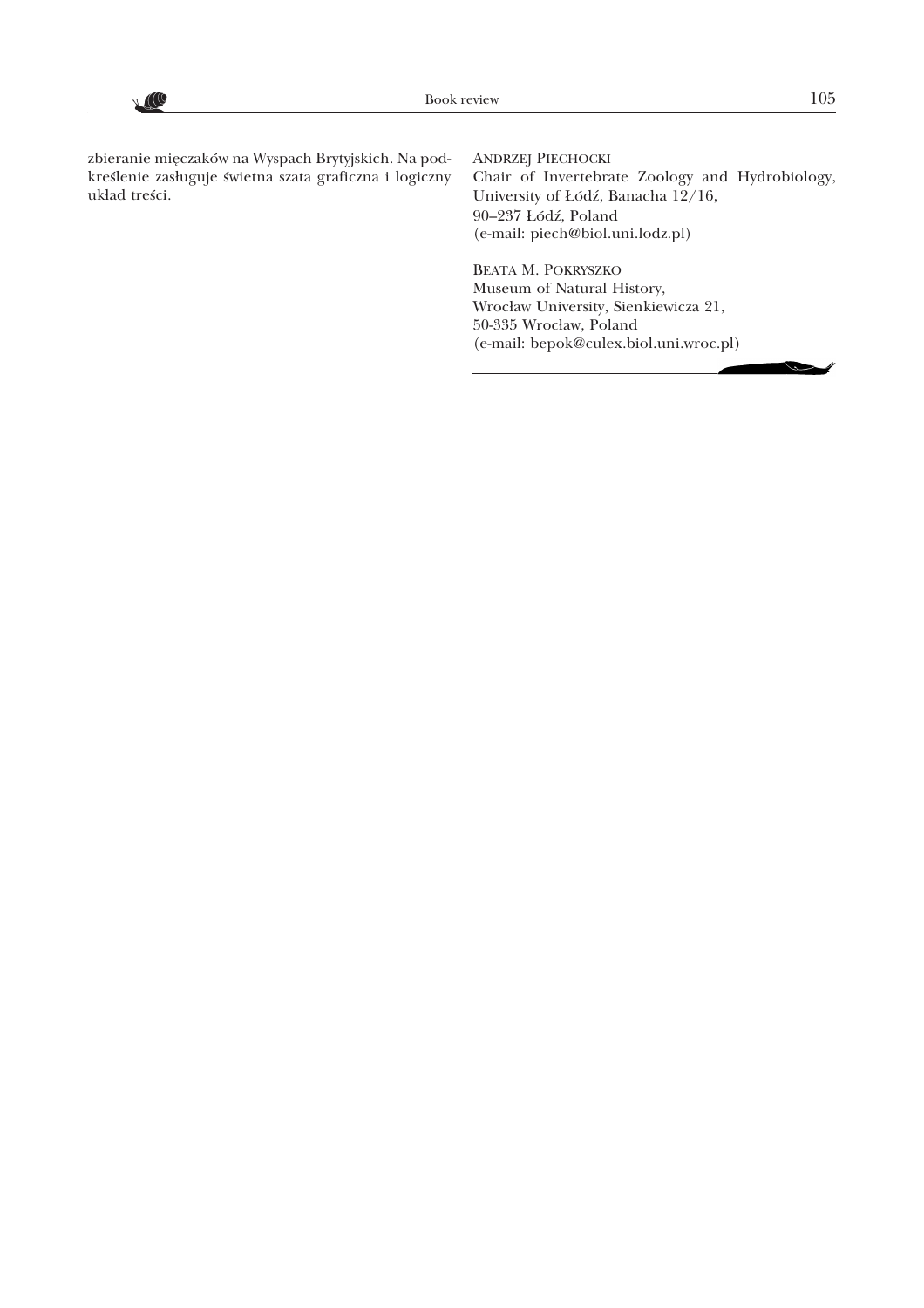zbieranie mięczaków na Wyspach Brytyjskich. Na podkreślenie zasługuje świetna szata graficzna i logiczny układ treści.

ANDRZEJ PIECHOCKI
Chair of Invertebrate Zoology and Hydrobiology,
University of Łódź, Banacha 12/16,
90–237 Łódź, Poland
(e-mail: piech@biol.uni.lodz.pl)

BEATA M. POKRYSZKO
Museum of Natural History,
Wrocław University, Sienkiewicza 21,
50-335 Wrocław, Poland
(e-mail: bepok@culex.biol.uni.wroc.pl)